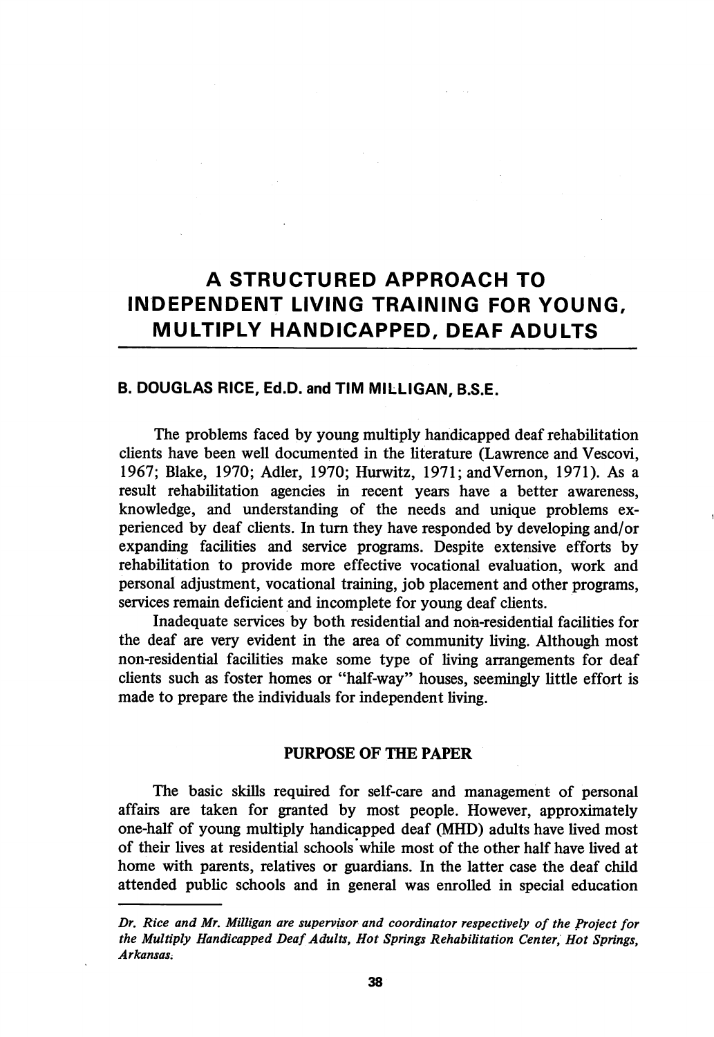# A STRUCTURED APPROACH TO INDEPENDENT LIVING TRAINING FOR YOUNG, MULTIPLY HANDICAPPED, DEAF ADULTS

**B. DOUGLAS RICE, Ed.D. and TIM MILLIGAN, B.S.E.**

The problems faced by young multiply handicapped deaf rehabilitation clients have been well documented in the literature (Lawrence and Vescovi, 1967; Blake, 1970; Adler, 1970; Hurwitz, 1971; andVernon, 1971). As a result rehabilitation agencies in recent years have a better awareness, knowledge, and understanding of the needs and unique problems experienced by deaf clients. In turn they have responded by developing and/or expanding facilities and service programs. Despite extensive efforts by rehabilitation to provide more effective vocational evaluation, work and personal adjustment, vocational training, job placement and other programs, services remain deficient and incomplete for young deaf clients.

Inadequate services by both residential and non-residential facilities for the deaf are very evident in the area of community living. Although most non-residential facilities make some type of living arrangements for deaf clients such as foster homes or "half-way" houses, seemingly little effort is made to prepare the individuals for independent living.

## PURPOSE OF THE PAPER

The basic skills required for self-care and management of personal affairs are taken for granted by most people. However, approximately one-half of young multiply handicapped deaf (MHD) adults have lived most of their lives at residential schools while most of the other half have lived at home with parents, relatives or guardians. In the latter case the deaf child attended public schools and in general was enrolled in special education

---

*Dr. Rice and Mr. Milligan are supervisor and coordinator respectively of the Project for the Multiply Handicapped Deaf Adults, Hot Springs Rehabilitation Center, Hot Springs, Arkansas.*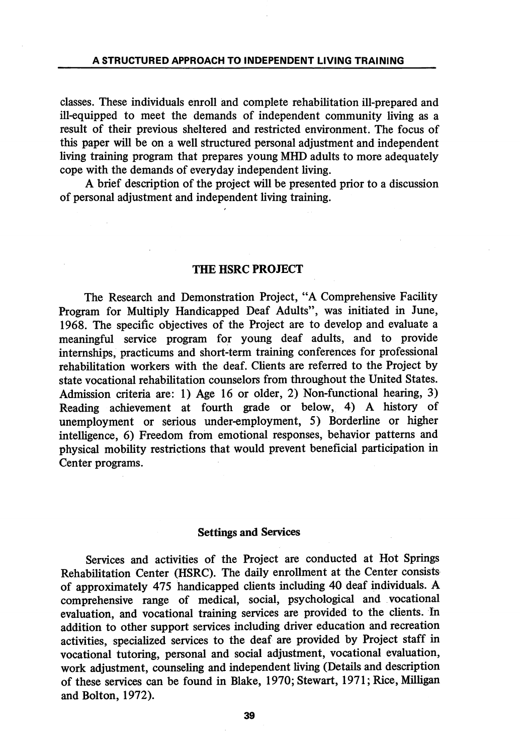classes. These individuals enroll and complete rehabilitation ill-prepared and ill-equipped to meet the demands of independent community living as a result of their previous sheltered and restricted environment. The focus of this paper will be on a well structured personal adjustment and independent living training program that prepares young MHD adults to more adequately cope with the demands of everyday independent living.

A brief description of the project will be presented prior to a discussion of personal adjustment and independent living training.

## THE HSRC PROJECT

The Research and Demonstration Project, "A Comprehensive Facility Program for Multiply Handicapped Deaf Adults", was initiated in June, 1968. The specific objectives of the Project are to develop and evaluate a meaningful service program for young deaf adults, and to provide internships, practicums and short-term training conferences for professional rehabilitation workers with the deaf. Clients are referred to the Project by state vocational rehabilitation counselors from throughout the United States. Admission criteria are: 1) Age 16 or older, 2) Non-functional hearing, 3) Reading achievement at fourth grade or below, 4) A history of unemployment or serious under-employment, 5) Borderline or higher intelligence, 6) Freedom from emotional responses, behavior patterns and physical mobility restrictions that would prevent beneficial participation in Center programs.

### Settings and Services

Services and activities of the Project are conducted at Hot Springs Rehabilitation Center (HSRC). The daily enrollment at the Center consists of approximately 475 handicapped clients including 40 deaf individuals. A comprehensive range of medical, social, psychological and vocational evaluation, and vocational training services are provided to the clients. In addition to other support services including driver education and recreation activities, specialized services to the deaf are provided by Project staff in vocational tutoring, personal and social adjustment, vocational evaluation, work adjustment, counseling and independent living (Details and description of these services can be found in Blake, 1970; Stewart, 1971; Rice, Milligan and Bolton, 1972).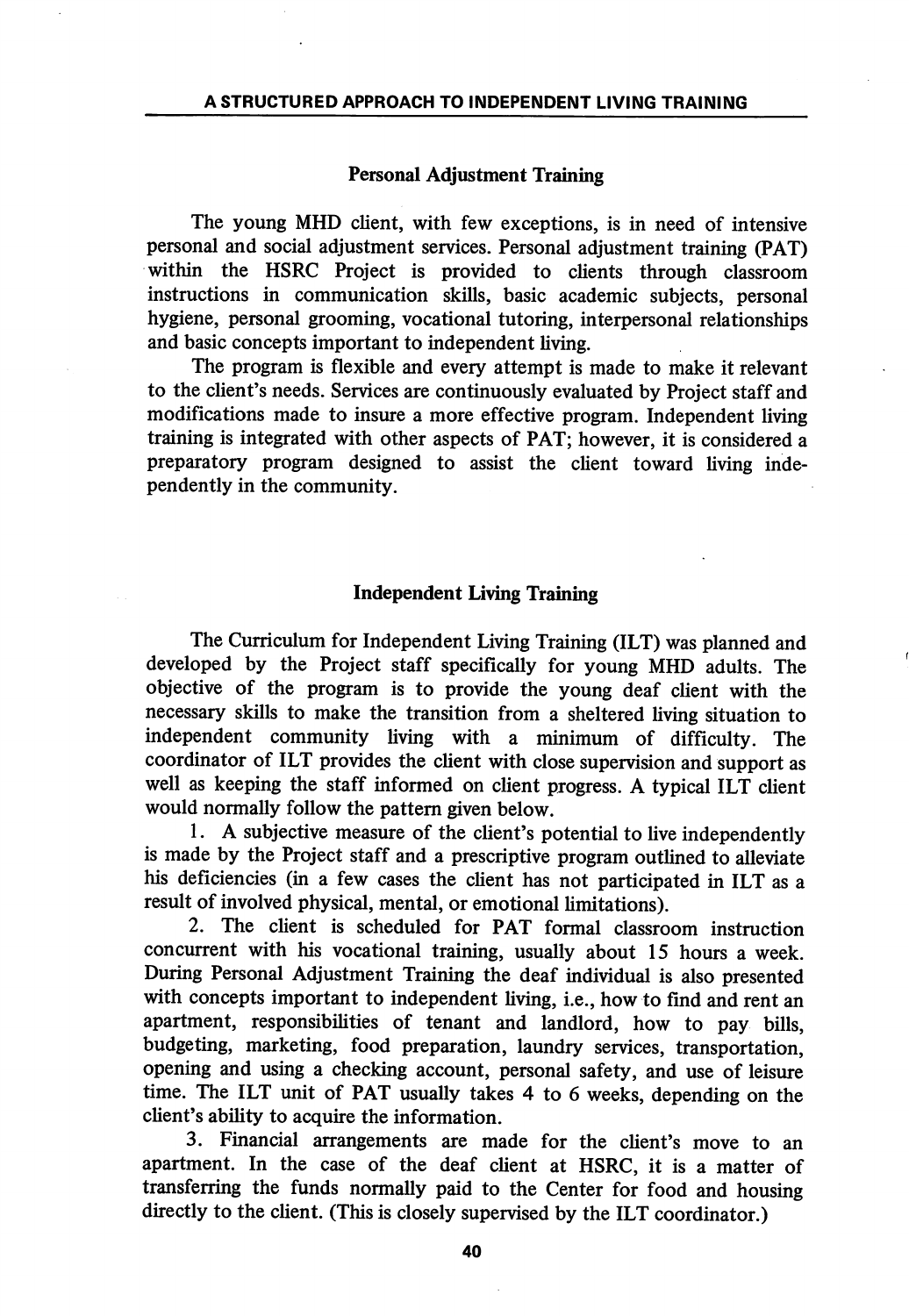## Personal Adjustment Training

The young MHD client, with few exceptions, is in need of intensive personal and social adjustment services. Personal adjustment training (PAT) within the HSRC Project is provided to clients through classroom instructions in communication skills, basic academic subjects, personal hygiene, personal grooming, vocational tutoring, interpersonal relationships and basic concepts important to independent living.

The program is flexible and every attempt is made to make it relevant to the client's needs. Services are continuously evaluated by Project staff and modifications made to insure a more effective program. Independent living training is integrated with other aspects of PAT; however, it is considered a preparatory program designed to assist the client toward living independently in the community.

## Independent Living Training

The Curriculum for Independent Living Training (ILT) was planned and developed by the Project staff specifically for young MHD adults. The objective of the program is to provide the young deaf client with the necessary skills to make the transition from a sheltered living situation to independent community living with a minimum of difficulty. The coordinator of ILT provides the client with close supervision and support as well as keeping the staff informed on client progress. A typical ILT client would normally follow the pattern given below.

1. A subjective measure of the client's potential to live independently is made by the Project staff and a prescriptive program outlined to alleviate his deficiencies (in a few cases the client has not participated in ILT as a result of involved physical, mental, or emotional limitations).

2. The client is scheduled for PAT formal classroom instruction concurrent with his vocational training, usually about 15 hours a week. During Personal Adjustment Training the deaf individual is also presented with concepts important to independent living, i.e., how to find and rent an apartment, responsibilities of tenant and landlord, how to pay bills, budgeting, marketing, food preparation, laundry services, transportation, opening and using a checking account, personal safety, and use of leisure time. The ILT unit of PAT usually takes 4 to 6 weeks, depending on the client's ability to acquire the information.

3. Financial arrangements are made for the client's move to an apartment. In the case of the deaf client at HSRC, it is a matter of transferring the funds normally paid to the Center for food and housing directly to the client. (This is closely supervised by the ILT coordinator.)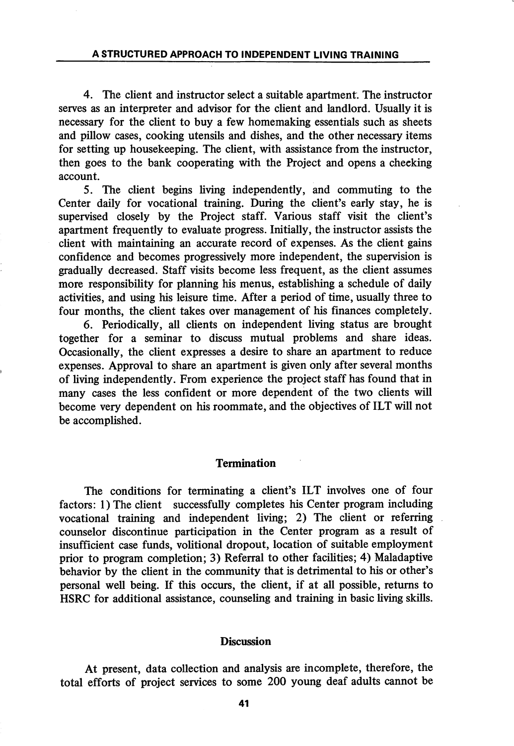4. The client and instructor select a suitable apartment. The instructor serves as an interpreter and advisor for the client and landlord. Usually it is necessary for the client to buy a few homemaking essentials such as sheets and pillow cases, cooking utensils and dishes, and the other necessary items for setting up housekeeping. The client, with assistance from the instructor, then goes to the bank cooperating with the Project and opens a checking account.

5. The client begins living independently, and commuting to the Center daily for vocational training. During the client's early stay, he is supervised closely by the Project staff. Various staff visit the client's apartment frequently to evaluate progress. Initially, the instructor assists the client with maintaining an accurate record of expenses. As the client gains confidence and becomes progressively more independent, the supervision is gradually decreased. Staff visits become less frequent, as the client assumes more responsibility for planning his menus, establishing a schedule of daily activities, and using his leisure time. After a period of time, usually three to four months, the client takes over management of his finances completely.

6. Periodically, all clients on independent living status are brought together for a seminar to discuss mutual problems and share ideas. Occasionally, the client expresses a desire to share an apartment to reduce expenses. Approval to share an apartment is given only after several months of living independently. From experience the project staff has found that in many cases the less confident or more dependent of the two clients will become very dependent on his roommate, and the objectives of ILT will not be accomplished.

## Termination

The conditions for terminating a client's ILT involves one of four factors: 1) The client successfully completes his Center program including vocational training and independent living; 2) The client or referring counselor discontinue participation in the Center program as a result of insufficient case funds, volitional dropout, location of suitable employment prior to program completion; 3) Referral to other facilities; 4) Maladaptive behavior by the client in the community that is detrimental to his or other's personal well being. If this occurs, the client, if at all possible, returns to HSRC for additional assistance, counseling and training in basic living skills.

## Discussion

At present, data collection and analysis are incomplete, therefore, the total efforts of project services to some 200 young deaf adults cannot be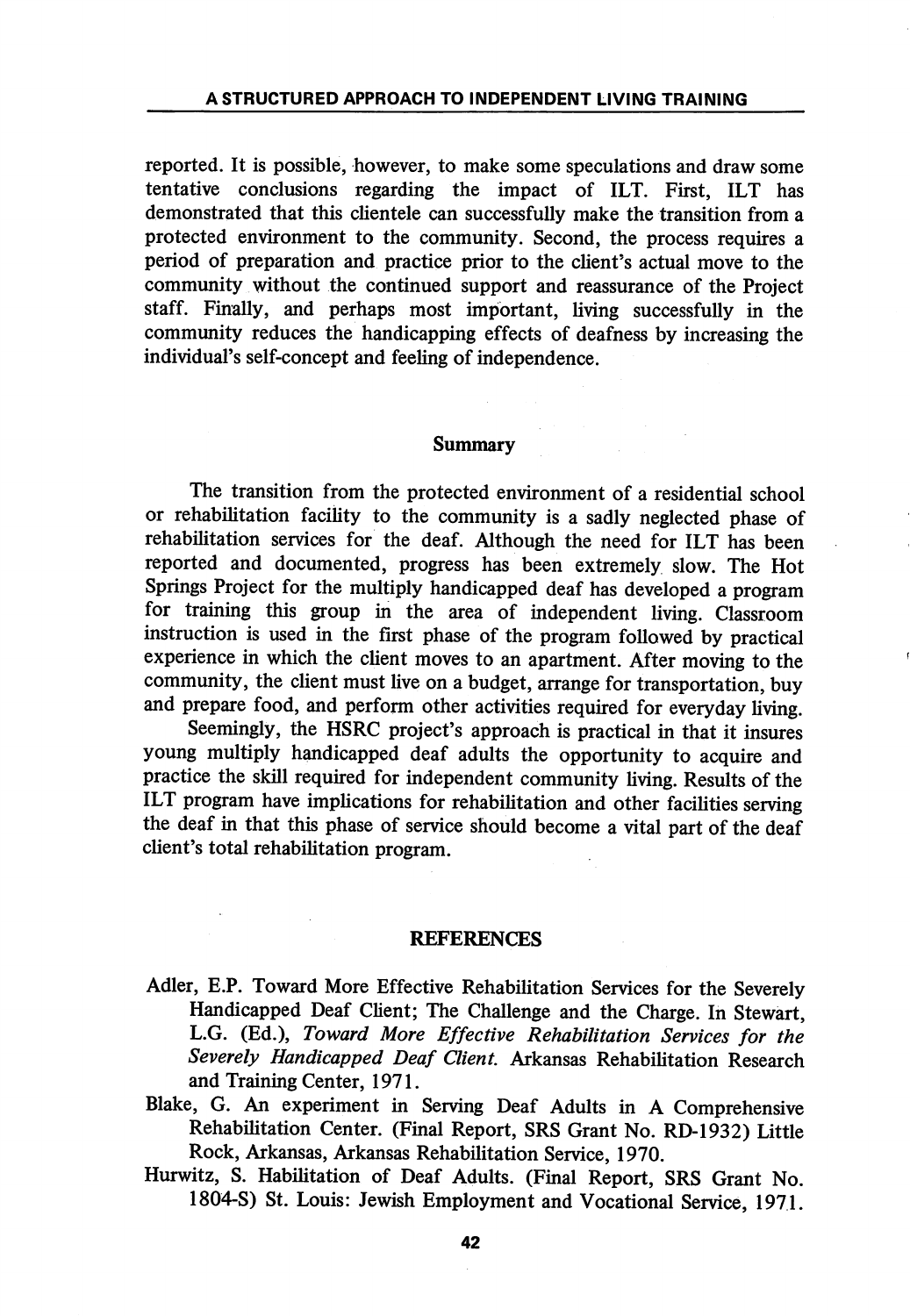reported. It is possible, however, to make some speculations and draw some tentative conclusions regarding the impact of ILT. First, ILT has demonstrated that this clientele can successfully make the transition from a protected environment to the community. Second, the process requires a period of preparation and practice prior to the client's actual move to the community without the continued support and reassurance of the Project staff. Finally, and perhaps most important, living successfully in the community reduces the handicapping effects of deafness by increasing the individual's self-concept and feeling of independence.

## Summary

The transition from the protected environment of a residential school or rehabilitation facility to the community is a sadly neglected phase of rehabilitation services for the deaf. Although the need for ILT has been reported and documented, progress has been extremely slow. The Hot Springs Project for the multiply handicapped deaf has developed a program for training this group in the area of independent living. Classroom instruction is used in the first phase of the program followed by practical experience in which the client moves to an apartment. After moving to the community, the client must live on a budget, arrange for transportation, buy and prepare food, and perform other activities required for everyday living.

Seemingly, the HSRC project's approach is practical in that it insures young multiply handicapped deaf adults the opportunity to acquire and practice the skill required for independent community living. Results of the ILT program have implications for rehabilitation and other facilities serving the deaf in that this phase of service should become a vital part of the deaf client's total rehabilitation program.

## REFERENCES

Adler, E.P. Toward More Effective Rehabilitation Services for the Severely Handicapped Deaf Client; The Challenge and the Charge. In Stewart, L.G. (Ed.), *Toward More Effective Rehabilitation Services for the Severely Handicapped Deaf Client.* Arkansas Rehabilitation Research and Training Center, 1971.

Blake, G. An experiment in Serving Deaf Adults in A Comprehensive Rehabilitation Center. (Final Report, SRS Grant No. RD-1932) Little Rock, Arkansas, Arkansas Rehabilitation Service, 1970.

Hurwitz, S. Habilitation of Deaf Adults. (Final Report, SRS Grant No. 1804-S) St. Louis: Jewish Employment and Vocational Service, 1971.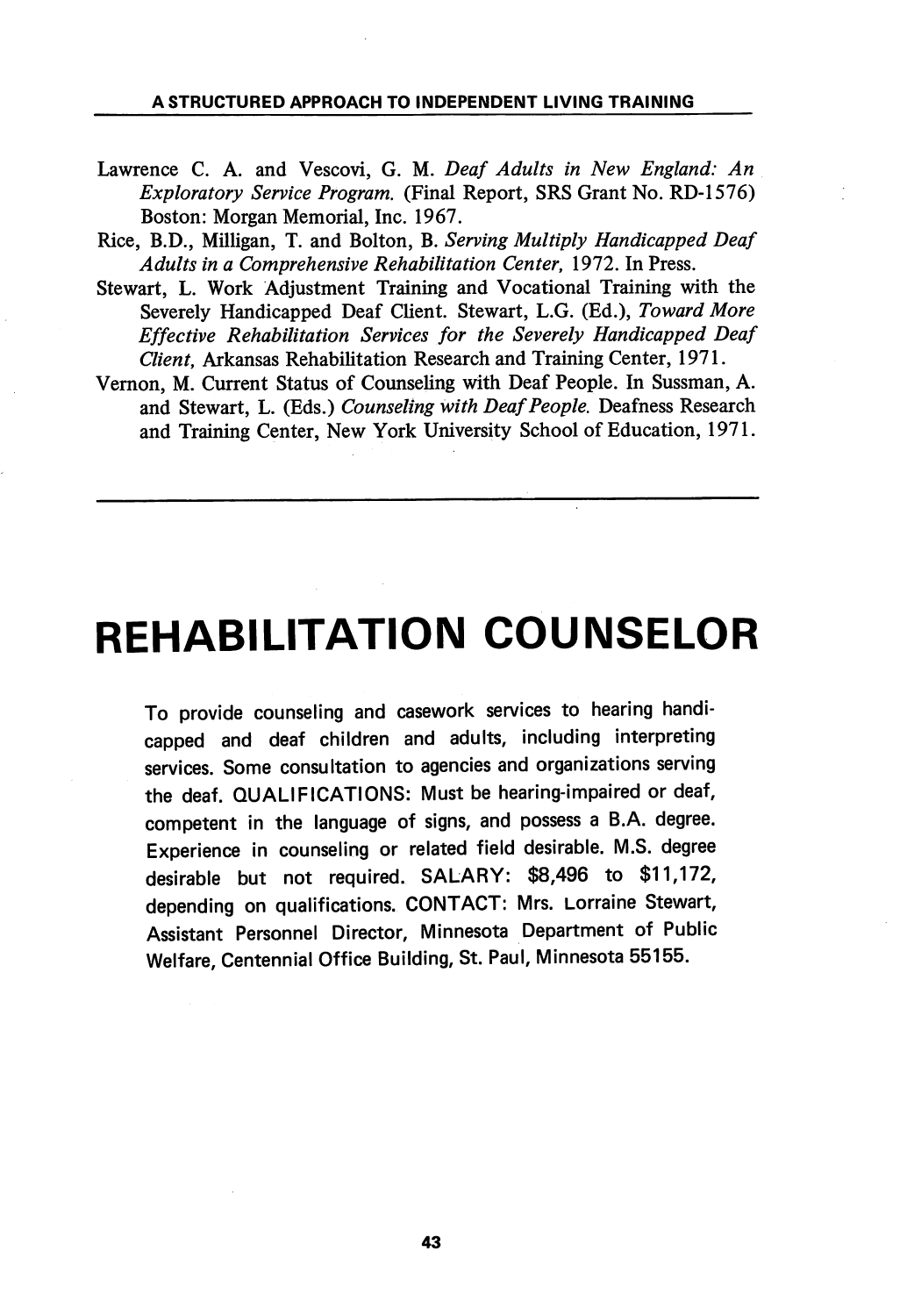Lawrence C. A. and Vescovi, G. M. *Deaf Adults in New England: An Exploratory Service Program.* (Final Report, SRS Grant No. RD-1576) Boston: Morgan Memorial, Inc. 1967.

Rice, B.D., Milligan, T. and Bolton, B. *Serving Multiply Handicapped Deaf Adults in a Comprehensive Rehabilitation Center,* 1972. In Press.

Stewart, L. Work Adjustment Training and Vocational Training with the Severely Handicapped Deaf Client. Stewart, L.G. (Ed.), *Toward More Effective Rehabilitation Services for the Severely Handicapped Deaf Client,* Arkansas Rehabilitation Research and Training Center, 1971.

Vernon, M. Current Status of Counseling with Deaf People. In Sussman, A. and Stewart, L. (Eds.) *Counseling with Deaf People.* Deafness Research and Training Center, New York University School of Education, 1971.

---

# REHABILITATION COUNSELOR

To provide counseling and casework services to hearing handicapped and deaf children and adults, including interpreting services. Some consultation to agencies and organizations serving the deaf. QUALIFICATIONS: Must be hearing-impaired or deaf, competent in the language of signs, and possess a B.A. degree. Experience in counseling or related field desirable. M.S. degree desirable but not required. SALARY: $8,496 to $11,172, depending on qualifications. CONTACT: Mrs. Lorraine Stewart, Assistant Personnel Director, Minnesota Department of Public Welfare, Centennial Office Building, St. Paul, Minnesota 55155.